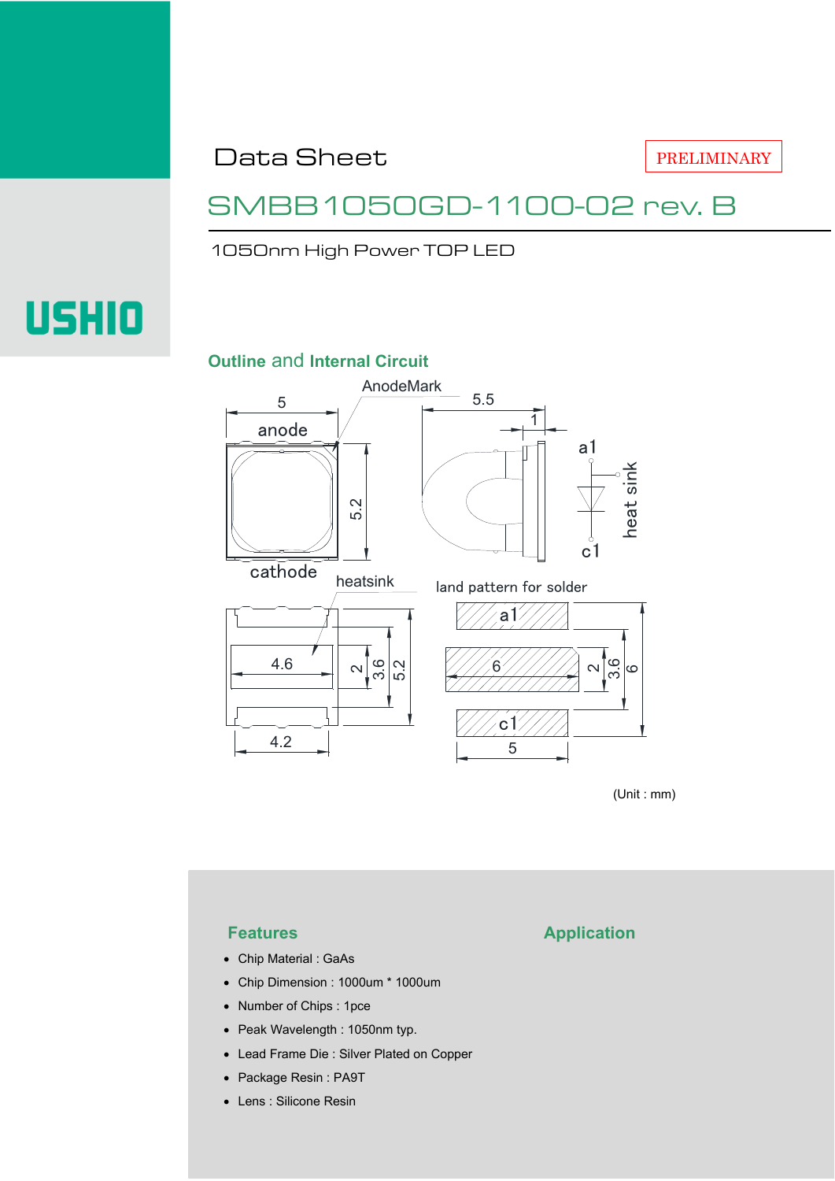# Data Sheet

PRELIMINARY

## SMBB1050GD-1100-02 rev. B

1050nm High Power TOP LED

USHIO

### Outline and Internal Circuit

AnodeMark

5

anode

5.2

cathode

5.5

1

a1

heat sink

c1

heatsink

4.6

2

3.6

5.2

4.2

land pattern for solder

a1

6

2

3.6

6

c1

5

(Unit : mm)

### Features

- Chip Material : GaAs
- Chip Dimension : 1000um * 1000um
- Number of Chips : 1pce
- Peak Wavelength : 1050nm typ.
- Lead Frame Die : Silver Plated on Copper
- Package Resin : PA9T
- Lens : Silicone Resin

### Application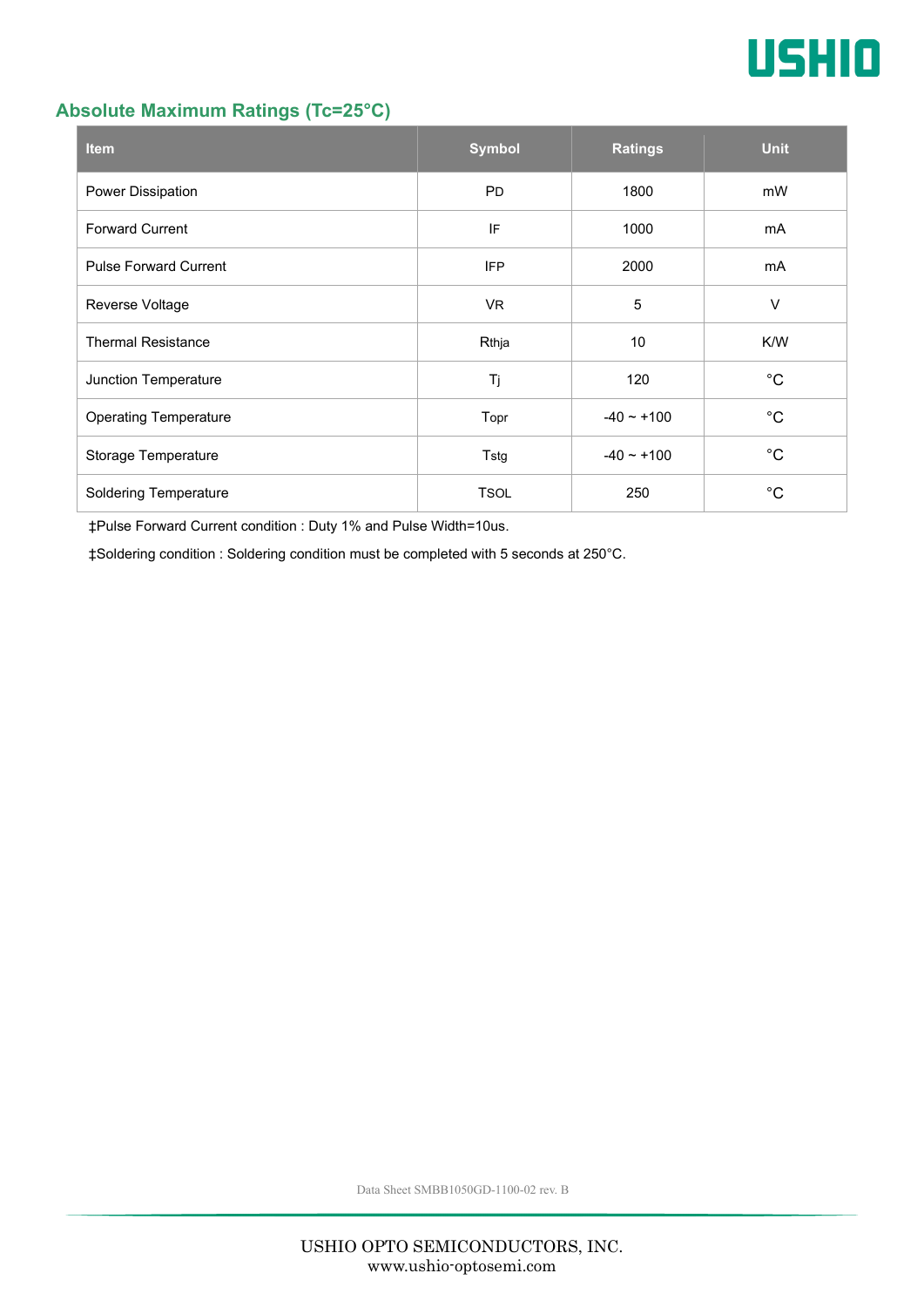## Absolute Maximum Ratings (Tc=25°C)

| Item | Symbol | Ratings | Unit |
|---|---|---|---|
| Power Dissipation | PD | 1800 | mW |
| Forward Current | IF | 1000 | mA |
| Pulse Forward Current | IFP | 2000 | mA |
| Reverse Voltage | VR | 5 | V |
| Thermal Resistance | Rthja | 10 | K/W |
| Junction Temperature | Tj | 120 | °C |
| Operating Temperature | Topr | -40 ~ +100 | °C |
| Storage Temperature | Tstg | -40 ~ +100 | °C |
| Soldering Temperature | TSOL | 250 | °C |

‡Pulse Forward Current condition : Duty 1% and Pulse Width=10us.

‡Soldering condition : Soldering condition must be completed with 5 seconds at 250°C.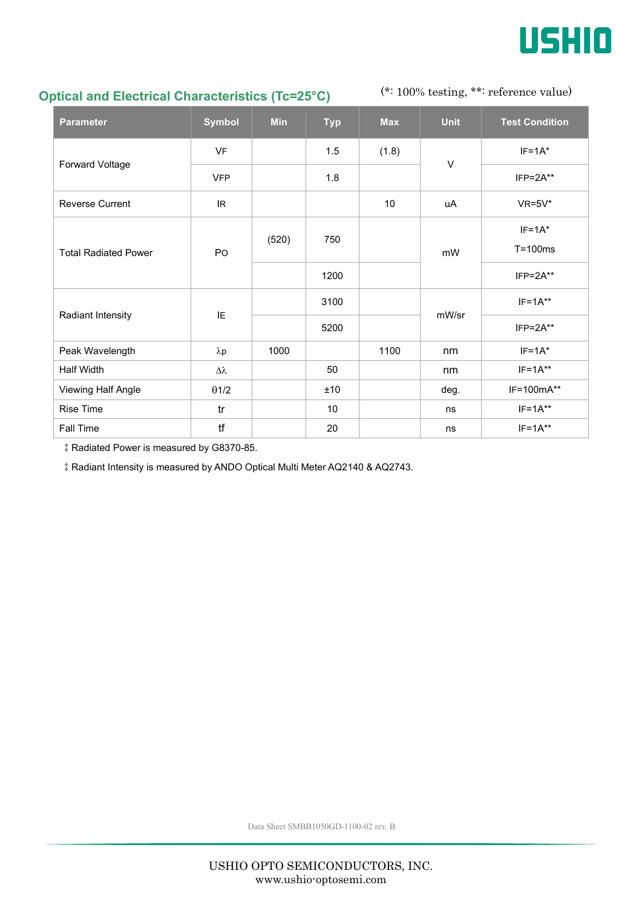## Optical and Electrical Characteristics (Tc=25°C)

(*: 100% testing, **: reference value)

| Parameter | Symbol | Min | Typ | Max | Unit | Test Condition |
|---|---|---|---|---|---|---|
| Forward Voltage | VF | | 1.5 | (1.8) | V | IF=1A* |
| | VFP | | 1.8 | | | IFP=2A** |
| Reverse Current | IR | | | 10 | uA | VR=5V* |
| Total Radiated Power | PO | (520) | 750 | | mW | IF=1A* T=100ms |
| | | | 1200 | | | IFP=2A** |
| Radiant Intensity | IE | | 3100 | | mW/sr | IF=1A** |
| | | | 5200 | | | IFP=2A** |
| Peak Wavelength | λp | 1000 | | 1100 | nm | IF=1A* |
| Half Width | Δλ | | 50 | | nm | IF=1A** |
| Viewing Half Angle | θ1/2 | | ±10 | | deg. | IF=100mA** |
| Rise Time | tr | | 10 | | ns | IF=1A** |
| Fall Time | tf | | 20 | | ns | IF=1A** |

‡ Radiated Power is measured by G8370-85.

‡ Radiant Intensity is measured by ANDO Optical Multi Meter AQ2140 & AQ2743.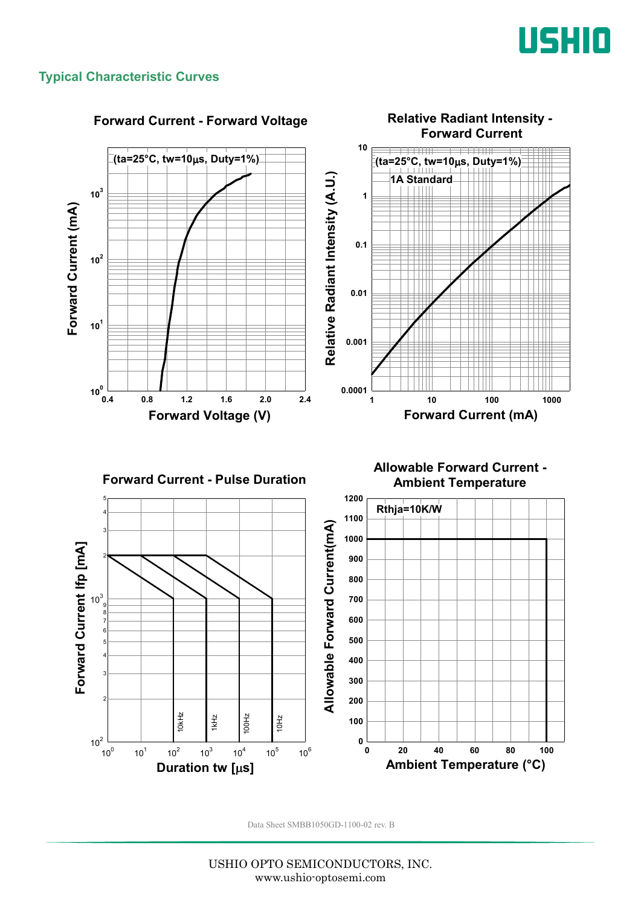## Typical Characteristic Curves

### Forward Current - Forward Voltage

(ta=25°C, tw=10μs, Duty=1%)

Forward Current (mA)

$10^0$, $10^1$, $10^2$, $10^3$

0.4, 0.8, 1.2, 1.6, 2.0, 2.4

Forward Voltage (V)

### Relative Radiant Intensity - Forward Current

(ta=25°C, tw=10μs, Duty=1%)

1A Standard

Relative Radiant Intensity (A.U.)

0.0001, 0.001, 0.01, 0.1, 1, 10

1, 10, 100, 1000

Forward Current (mA)

### Forward Current - Pulse Duration

Forward Current Ifp [mA]

$10^2$, 2, 3, 4, 5, 6, 7, 8, 9, $10^3$, 2, 3, 4, 5

10kHz, 1kHz, 100Hz, 10Hz

$10^0$, $10^1$, $10^2$, $10^3$, $10^4$, $10^5$, $10^6$

Duration tw [μs]

### Allowable Forward Current - Ambient Temperature

Rthja=10K/W

Allowable Forward Current(mA)

0, 100, 200, 300, 400, 500, 600, 700, 800, 900, 1000, 1100, 1200

0, 20, 40, 60, 80, 100

Ambient Temperature (°C)

Data Sheet SMBB1050GD-1100-02 rev. B

USHIO OPTO SEMICONDUCTORS, INC.
www.ushio-optosemi.com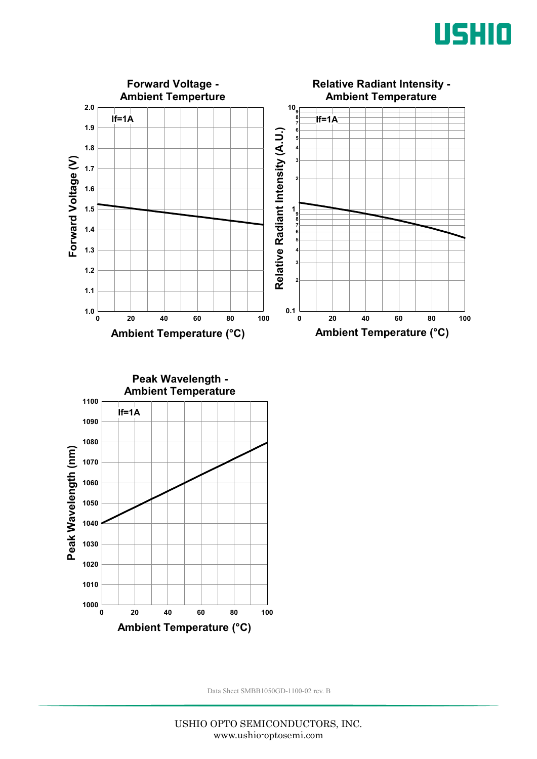## Forward Voltage - Ambient Temperture

If=1A

Forward Voltage (V) vs. Ambient Temperature (°C)

## Relative Radiant Intensity - Ambient Temperature

If=1A

Relative Radiant Intensity (A.U.) vs. Ambient Temperature (°C)

## Peak Wavelength - Ambient Temperature

If=1A

Peak Wavelength (nm) vs. Ambient Temperature (°C)

Data Sheet SMBB1050GD-1100-02 rev. B

USHIO OPTO SEMICONDUCTORS, INC.
www.ushio-optosemi.com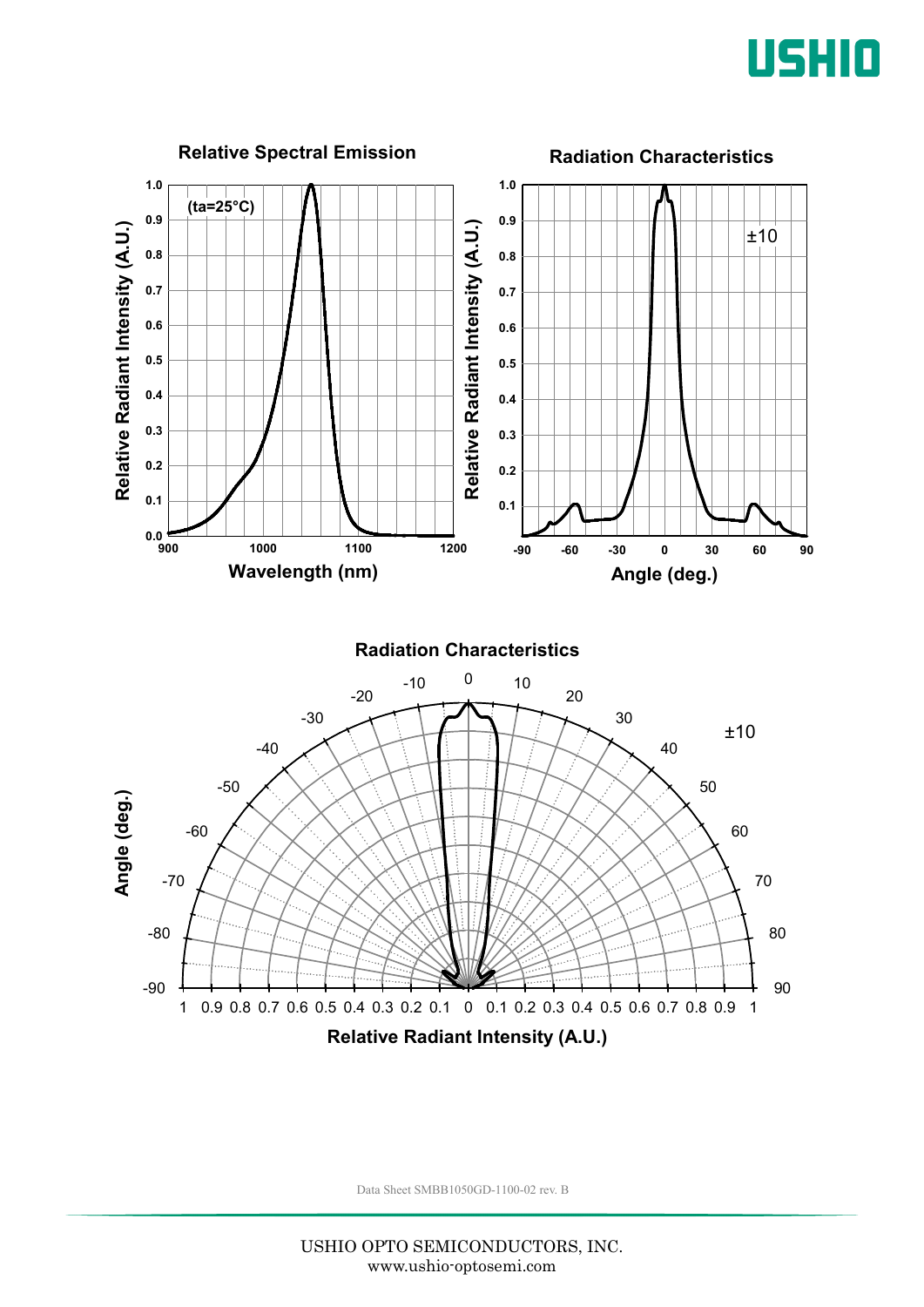### Relative Spectral Emission

(ta=25°C)

Relative Radiant Intensity (A.U.) vs. Wavelength (nm)

### Radiation Characteristics

±10

Relative Radiant Intensity (A.U.) vs. Angle (deg.)

### Radiation Characteristics

±10

Angle (deg.) vs. Relative Radiant Intensity (A.U.)

Data Sheet SMBB1050GD-1100-02 rev. B

USHIO OPTO SEMICONDUCTORS, INC.
www.ushio-optosemi.com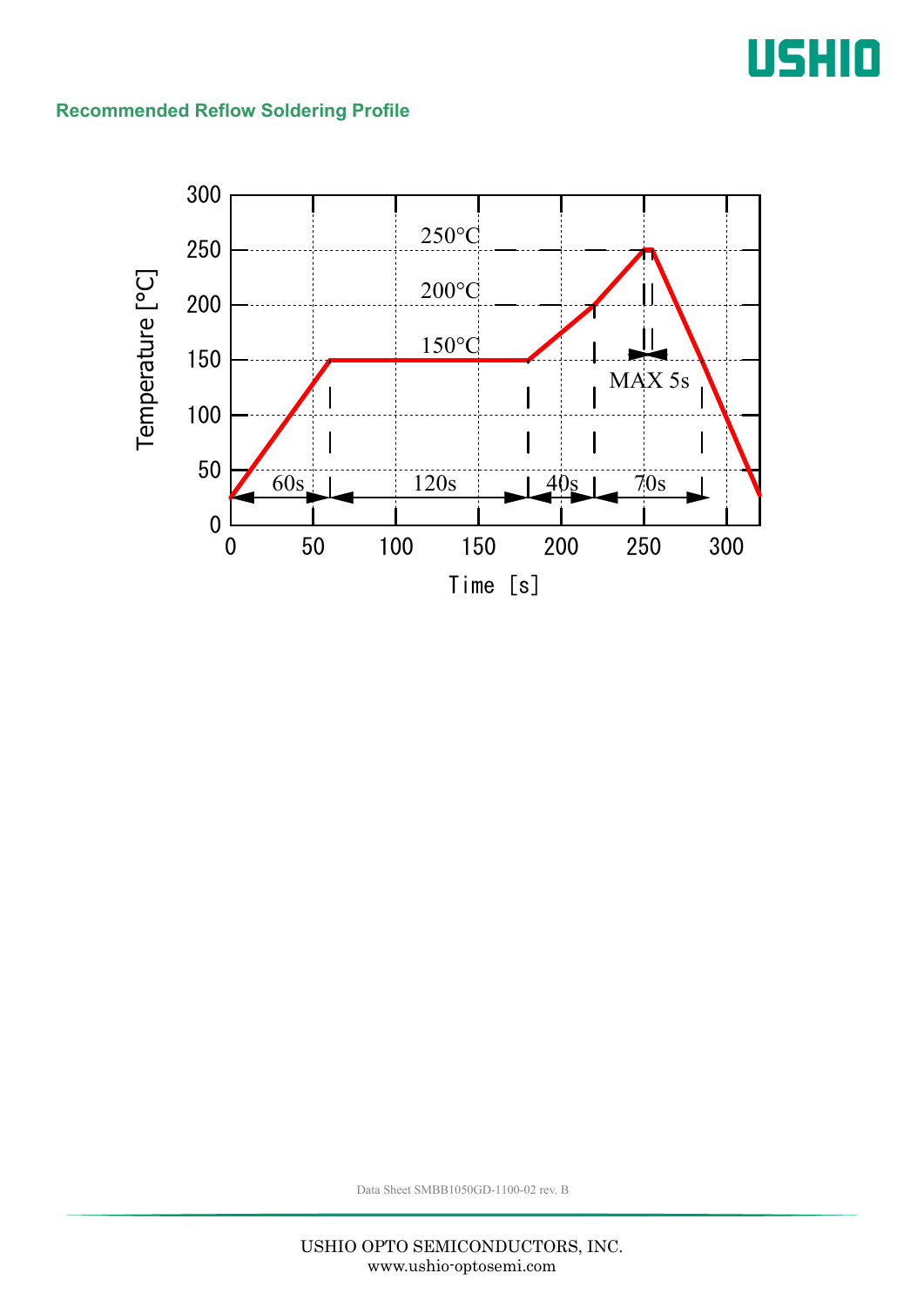## Recommended Reflow Soldering Profile

| Segment | Duration | Temperature |
|---|---|---|
| Ramp up | 60s | to 150°C |
| Preheat | 120s | 150°C |
| Ramp | 40s | 150°C → 200°C |
| Above 200°C | 70s | peak 250°C |
| Peak | MAX 5s | 250°C |

Temperature [°C] vs. Time [s]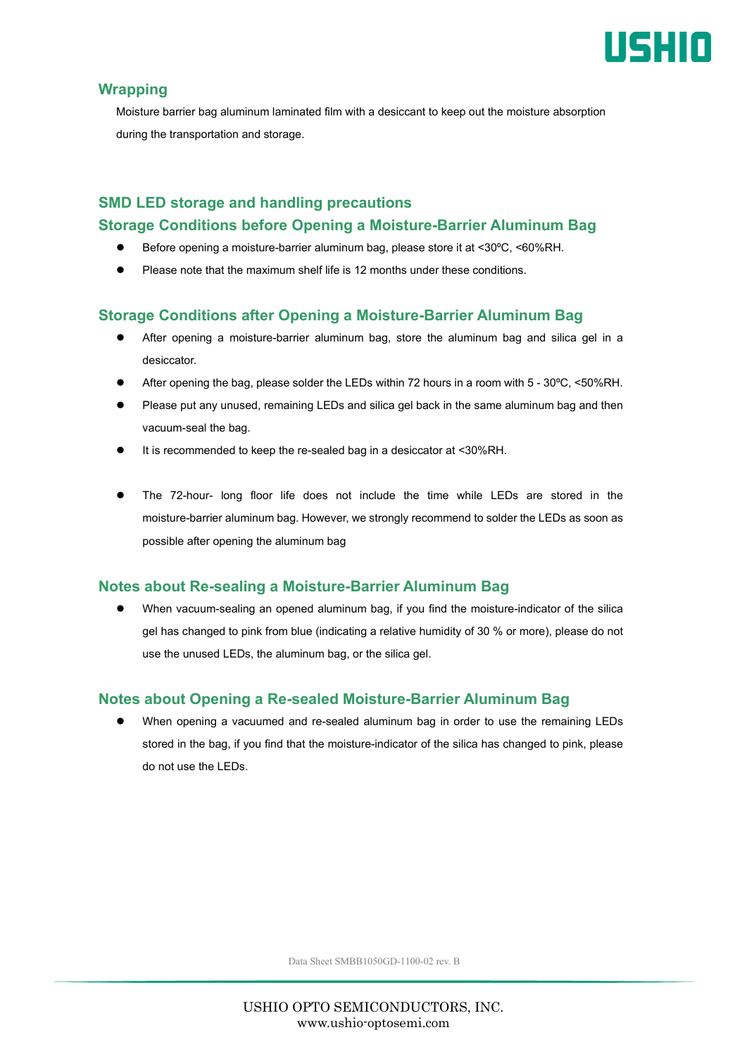## Wrapping

Moisture barrier bag aluminum laminated film with a desiccant to keep out the moisture absorption during the transportation and storage.

## SMD LED storage and handling precautions

### Storage Conditions before Opening a Moisture-Barrier Aluminum Bag

- Before opening a moisture-barrier aluminum bag, please store it at <30ºC, <60%RH.
- Please note that the maximum shelf life is 12 months under these conditions.

### Storage Conditions after Opening a Moisture-Barrier Aluminum Bag

- After opening a moisture-barrier aluminum bag, store the aluminum bag and silica gel in a desiccator.
- After opening the bag, please solder the LEDs within 72 hours in a room with 5 - 30ºC, <50%RH.
- Please put any unused, remaining LEDs and silica gel back in the same aluminum bag and then vacuum-seal the bag.
- It is recommended to keep the re-sealed bag in a desiccator at <30%RH.

- The 72-hour- long floor life does not include the time while LEDs are stored in the moisture-barrier aluminum bag. However, we strongly recommend to solder the LEDs as soon as possible after opening the aluminum bag

### Notes about Re-sealing a Moisture-Barrier Aluminum Bag

- When vacuum-sealing an opened aluminum bag, if you find the moisture-indicator of the silica gel has changed to pink from blue (indicating a relative humidity of 30 % or more), please do not use the unused LEDs, the aluminum bag, or the silica gel.

### Notes about Opening a Re-sealed Moisture-Barrier Aluminum Bag

- When opening a vacuumed and re-sealed aluminum bag in order to use the remaining LEDs stored in the bag, if you find that the moisture-indicator of the silica has changed to pink, please do not use the LEDs.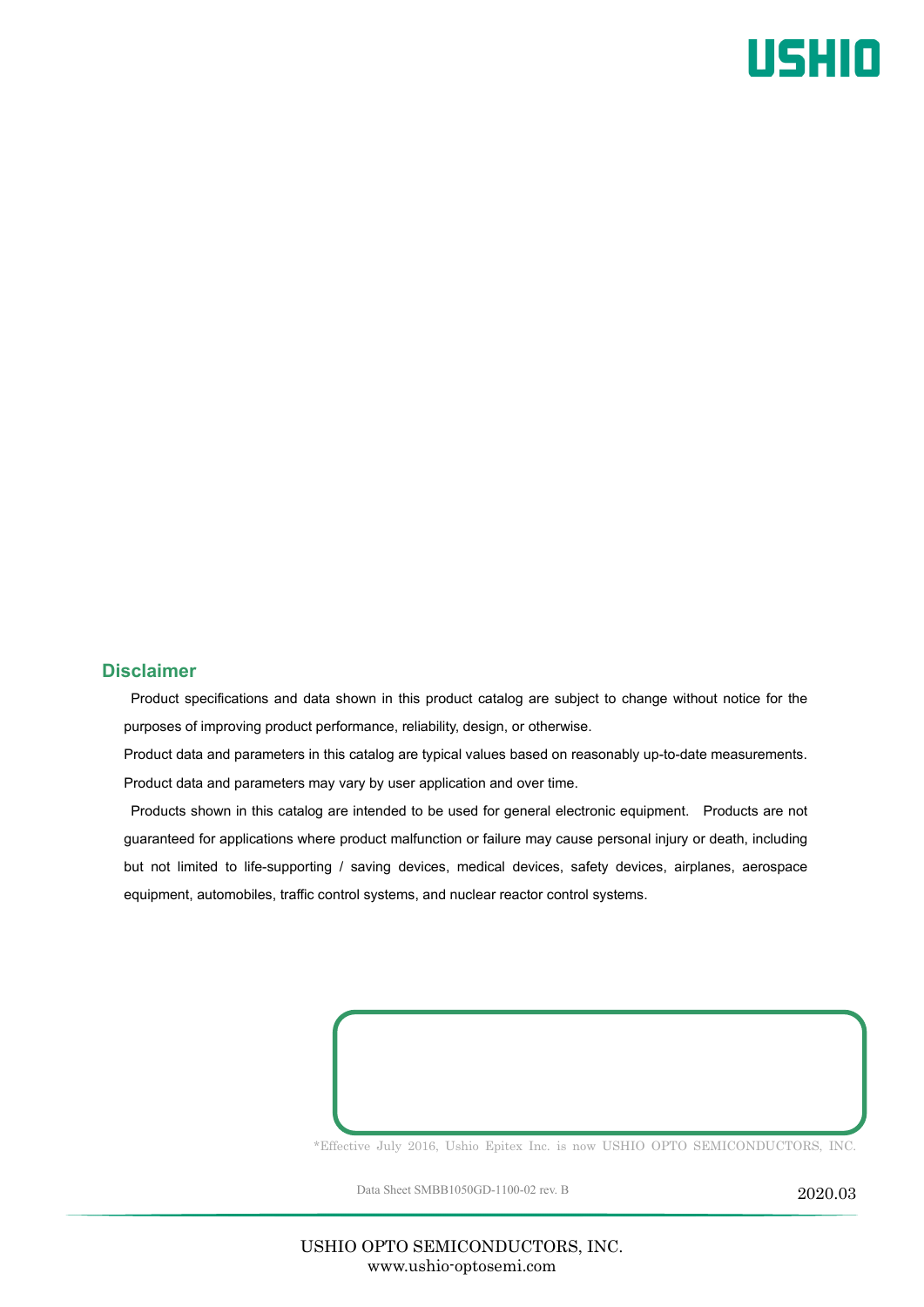## Disclaimer

Product specifications and data shown in this product catalog are subject to change without notice for the purposes of improving product performance, reliability, design, or otherwise.

Product data and parameters in this catalog are typical values based on reasonably up-to-date measurements. Product data and parameters may vary by user application and over time.

Products shown in this catalog are intended to be used for general electronic equipment. Products are not guaranteed for applications where product malfunction or failure may cause personal injury or death, including but not limited to life-supporting / saving devices, medical devices, safety devices, airplanes, aerospace equipment, automobiles, traffic control systems, and nuclear reactor control systems.

*Effective July 2016, Ushio Epitex Inc. is now USHIO OPTO SEMICONDUCTORS, INC.

Data Sheet SMBB1050GD-1100-02 rev. B

2020.03

USHIO OPTO SEMICONDUCTORS, INC.
www.ushio-optosemi.com